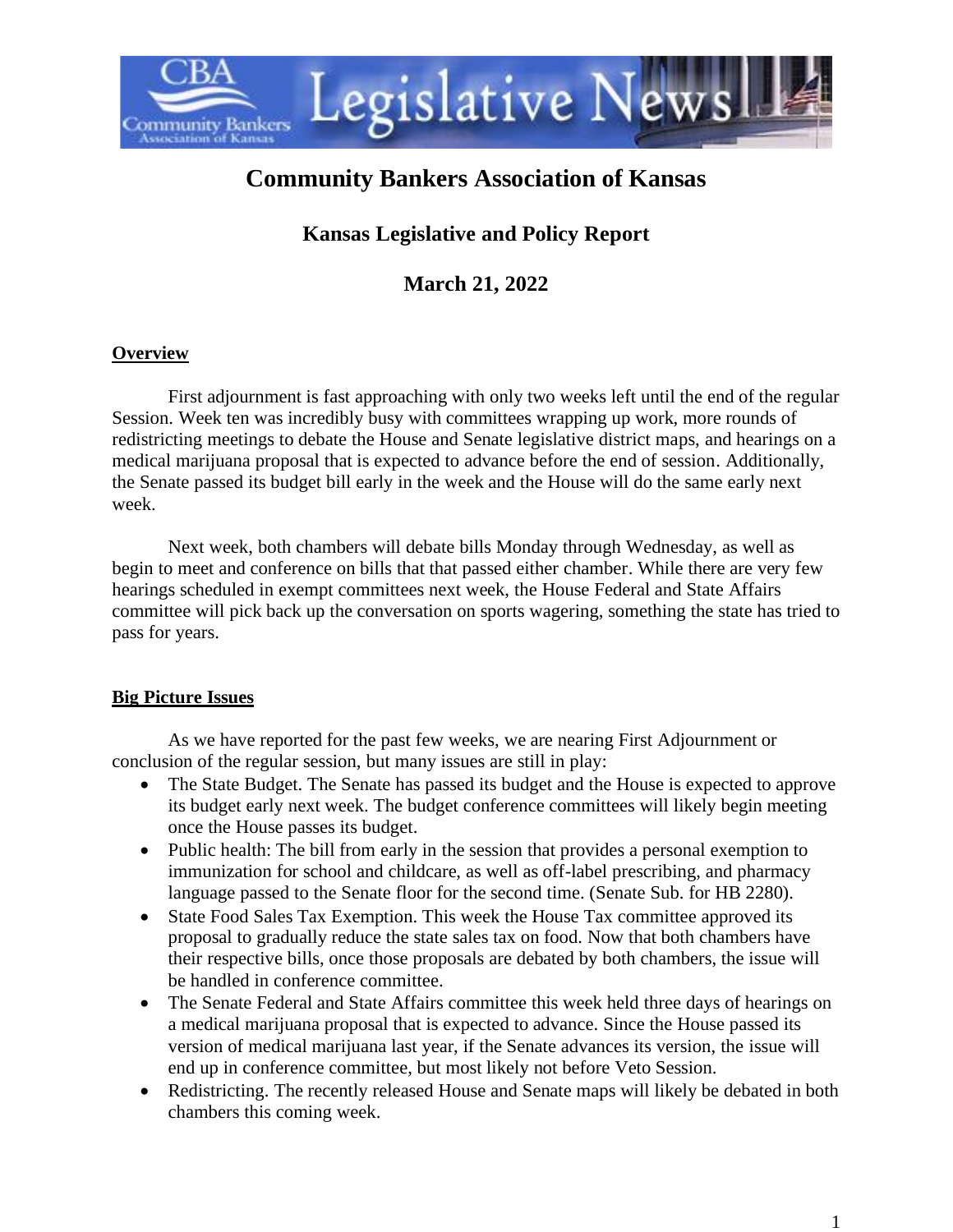# Community Bankers Association of Kansas

## Kansas Legislative and Policy Report

## March 21, 2022

**Overview**

First adjournment is fast approaching with only two weeks left until the end of the regular Session. Week ten was incredibly busy with committees wrapping up work, more rounds of redistricting meetings to debate the House and Senate legislative district maps, and hearings on a medical marijuana proposal that is expected to advance before the end of session. Additionally, the Senate passed its budget bill early in the week and the House will do the same early next week.

Next week, both chambers will debate bills Monday through Wednesday, as well as begin to meet and conference on bills that that passed either chamber. While there are very few hearings scheduled in exempt committees next week, the House Federal and State Affairs committee will pick back up the conversation on sports wagering, something the state has tried to pass for years.

**Big Picture Issues**

As we have reported for the past few weeks, we are nearing First Adjournment or conclusion of the regular session, but many issues are still in play:

- The State Budget. The Senate has passed its budget and the House is expected to approve its budget early next week. The budget conference committees will likely begin meeting once the House passes its budget.
- Public health: The bill from early in the session that provides a personal exemption to immunization for school and childcare, as well as off-label prescribing, and pharmacy language passed to the Senate floor for the second time. (Senate Sub. for HB 2280).
- State Food Sales Tax Exemption. This week the House Tax committee approved its proposal to gradually reduce the state sales tax on food. Now that both chambers have their respective bills, once those proposals are debated by both chambers, the issue will be handled in conference committee.
- The Senate Federal and State Affairs committee this week held three days of hearings on a medical marijuana proposal that is expected to advance. Since the House passed its version of medical marijuana last year, if the Senate advances its version, the issue will end up in conference committee, but most likely not before Veto Session.
- Redistricting. The recently released House and Senate maps will likely be debated in both chambers this coming week.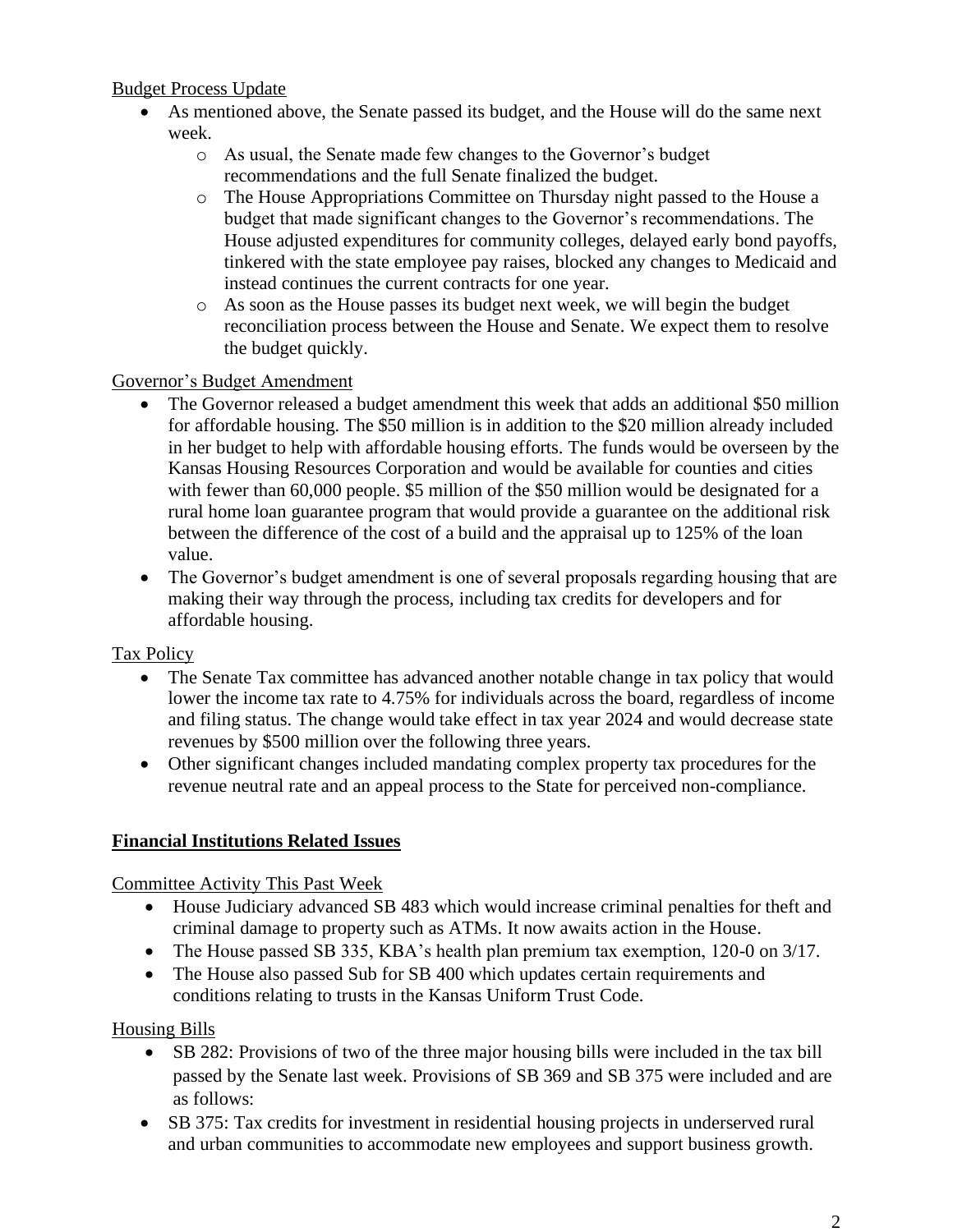Budget Process Update

- As mentioned above, the Senate passed its budget, and the House will do the same next week.
  - As usual, the Senate made few changes to the Governor's budget recommendations and the full Senate finalized the budget.
  - The House Appropriations Committee on Thursday night passed to the House a budget that made significant changes to the Governor's recommendations. The House adjusted expenditures for community colleges, delayed early bond payoffs, tinkered with the state employee pay raises, blocked any changes to Medicaid and instead continues the current contracts for one year.
  - As soon as the House passes its budget next week, we will begin the budget reconciliation process between the House and Senate. We expect them to resolve the budget quickly.

Governor's Budget Amendment

- The Governor released a budget amendment this week that adds an additional $50 million for affordable housing. The $50 million is in addition to the $20 million already included in her budget to help with affordable housing efforts. The funds would be overseen by the Kansas Housing Resources Corporation and would be available for counties and cities with fewer than 60,000 people. $5 million of the $50 million would be designated for a rural home loan guarantee program that would provide a guarantee on the additional risk between the difference of the cost of a build and the appraisal up to 125% of the loan value.
- The Governor's budget amendment is one of several proposals regarding housing that are making their way through the process, including tax credits for developers and for affordable housing.

Tax Policy

- The Senate Tax committee has advanced another notable change in tax policy that would lower the income tax rate to 4.75% for individuals across the board, regardless of income and filing status. The change would take effect in tax year 2024 and would decrease state revenues by $500 million over the following three years.
- Other significant changes included mandating complex property tax procedures for the revenue neutral rate and an appeal process to the State for perceived non-compliance.

## Financial Institutions Related Issues

Committee Activity This Past Week

- House Judiciary advanced SB 483 which would increase criminal penalties for theft and criminal damage to property such as ATMs. It now awaits action in the House.
- The House passed SB 335, KBA's health plan premium tax exemption, 120-0 on 3/17.
- The House also passed Sub for SB 400 which updates certain requirements and conditions relating to trusts in the Kansas Uniform Trust Code.

Housing Bills

- SB 282: Provisions of two of the three major housing bills were included in the tax bill passed by the Senate last week. Provisions of SB 369 and SB 375 were included and are as follows:
- SB 375: Tax credits for investment in residential housing projects in underserved rural and urban communities to accommodate new employees and support business growth.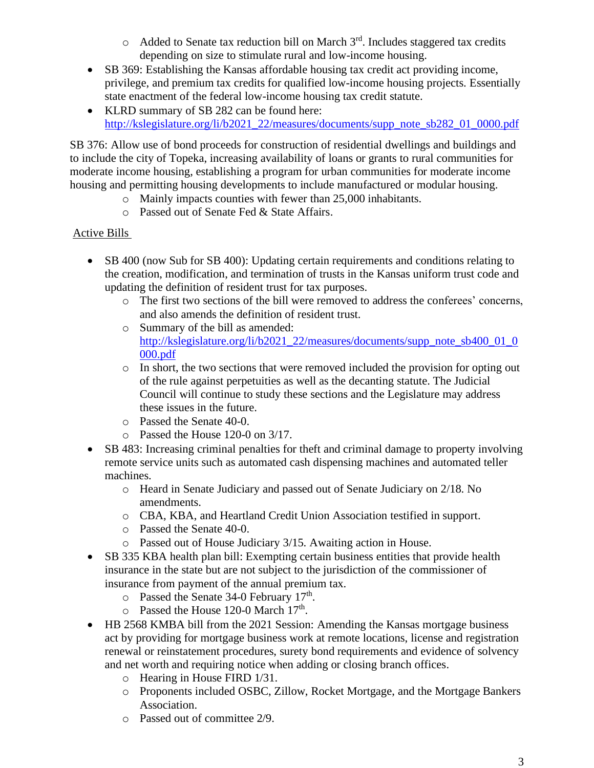- Added to Senate tax reduction bill on March 3rd. Includes staggered tax credits depending on size to stimulate rural and low-income housing.
- SB 369: Establishing the Kansas affordable housing tax credit act providing income, privilege, and premium tax credits for qualified low-income housing projects. Essentially state enactment of the federal low-income housing tax credit statute.
- KLRD summary of SB 282 can be found here: http://kslegislature.org/li/b2021_22/measures/documents/supp_note_sb282_01_0000.pdf

SB 376: Allow use of bond proceeds for construction of residential dwellings and buildings and to include the city of Topeka, increasing availability of loans or grants to rural communities for moderate income housing, establishing a program for urban communities for moderate income housing and permitting housing developments to include manufactured or modular housing.

- Mainly impacts counties with fewer than 25,000 inhabitants.
- Passed out of Senate Fed & State Affairs.

<u>Active Bills</u>

- SB 400 (now Sub for SB 400): Updating certain requirements and conditions relating to the creation, modification, and termination of trusts in the Kansas uniform trust code and updating the definition of resident trust for tax purposes.
    - The first two sections of the bill were removed to address the conferees' concerns, and also amends the definition of resident trust.
    - Summary of the bill as amended: http://kslegislature.org/li/b2021_22/measures/documents/supp_note_sb400_01_0000.pdf
    - In short, the two sections that were removed included the provision for opting out of the rule against perpetuities as well as the decanting statute. The Judicial Council will continue to study these sections and the Legislature may address these issues in the future.
    - Passed the Senate 40-0.
    - Passed the House 120-0 on 3/17.
- SB 483: Increasing criminal penalties for theft and criminal damage to property involving remote service units such as automated cash dispensing machines and automated teller machines.
    - Heard in Senate Judiciary and passed out of Senate Judiciary on 2/18. No amendments.
    - CBA, KBA, and Heartland Credit Union Association testified in support.
    - Passed the Senate 40-0.
    - Passed out of House Judiciary 3/15. Awaiting action in House.
- SB 335 KBA health plan bill: Exempting certain business entities that provide health insurance in the state but are not subject to the jurisdiction of the commissioner of insurance from payment of the annual premium tax.
    - Passed the Senate 34-0 February 17th.
    - Passed the House 120-0 March 17th.
- HB 2568 KMBA bill from the 2021 Session: Amending the Kansas mortgage business act by providing for mortgage business work at remote locations, license and registration renewal or reinstatement procedures, surety bond requirements and evidence of solvency and net worth and requiring notice when adding or closing branch offices.
    - Hearing in House FIRD 1/31.
    - Proponents included OSBC, Zillow, Rocket Mortgage, and the Mortgage Bankers Association.
    - Passed out of committee 2/9.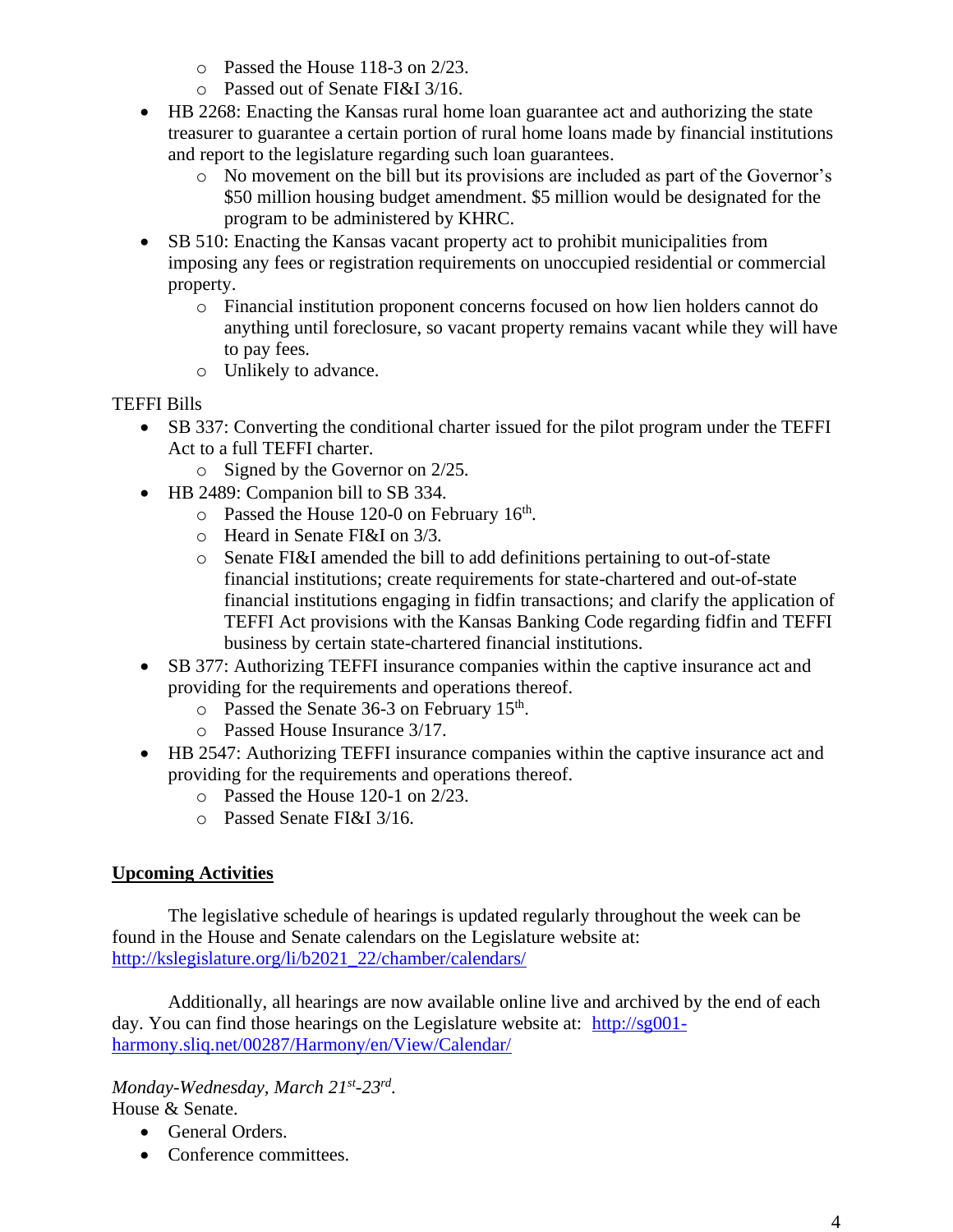- Passed the House 118-3 on 2/23.
- Passed out of Senate FI&I 3/16.

- HB 2268: Enacting the Kansas rural home loan guarantee act and authorizing the state treasurer to guarantee a certain portion of rural home loans made by financial institutions and report to the legislature regarding such loan guarantees.
  - No movement on the bill but its provisions are included as part of the Governor's $50 million housing budget amendment. $5 million would be designated for the program to be administered by KHRC.
- SB 510: Enacting the Kansas vacant property act to prohibit municipalities from imposing any fees or registration requirements on unoccupied residential or commercial property.
  - Financial institution proponent concerns focused on how lien holders cannot do anything until foreclosure, so vacant property remains vacant while they will have to pay fees.
  - Unlikely to advance.

TEFFI Bills

- SB 337: Converting the conditional charter issued for the pilot program under the TEFFI Act to a full TEFFI charter.
  - Signed by the Governor on 2/25.
- HB 2489: Companion bill to SB 334.
  - Passed the House 120-0 on February 16th.
  - Heard in Senate FI&I on 3/3.
  - Senate FI&I amended the bill to add definitions pertaining to out-of-state financial institutions; create requirements for state-chartered and out-of-state financial institutions engaging in fidfin transactions; and clarify the application of TEFFI Act provisions with the Kansas Banking Code regarding fidfin and TEFFI business by certain state-chartered financial institutions.
- SB 377: Authorizing TEFFI insurance companies within the captive insurance act and providing for the requirements and operations thereof.
  - Passed the Senate 36-3 on February 15th.
  - Passed House Insurance 3/17.
- HB 2547: Authorizing TEFFI insurance companies within the captive insurance act and providing for the requirements and operations thereof.
  - Passed the House 120-1 on 2/23.
  - Passed Senate FI&I 3/16.

**Upcoming Activities**

The legislative schedule of hearings is updated regularly throughout the week can be found in the House and Senate calendars on the Legislature website at: http://kslegislature.org/li/b2021_22/chamber/calendars/

Additionally, all hearings are now available online live and archived by the end of each day. You can find those hearings on the Legislature website at: http://sg001-harmony.sliq.net/00287/Harmony/en/View/Calendar/

*Monday-Wednesday, March 21st-23rd.*
House & Senate.

- General Orders.
- Conference committees.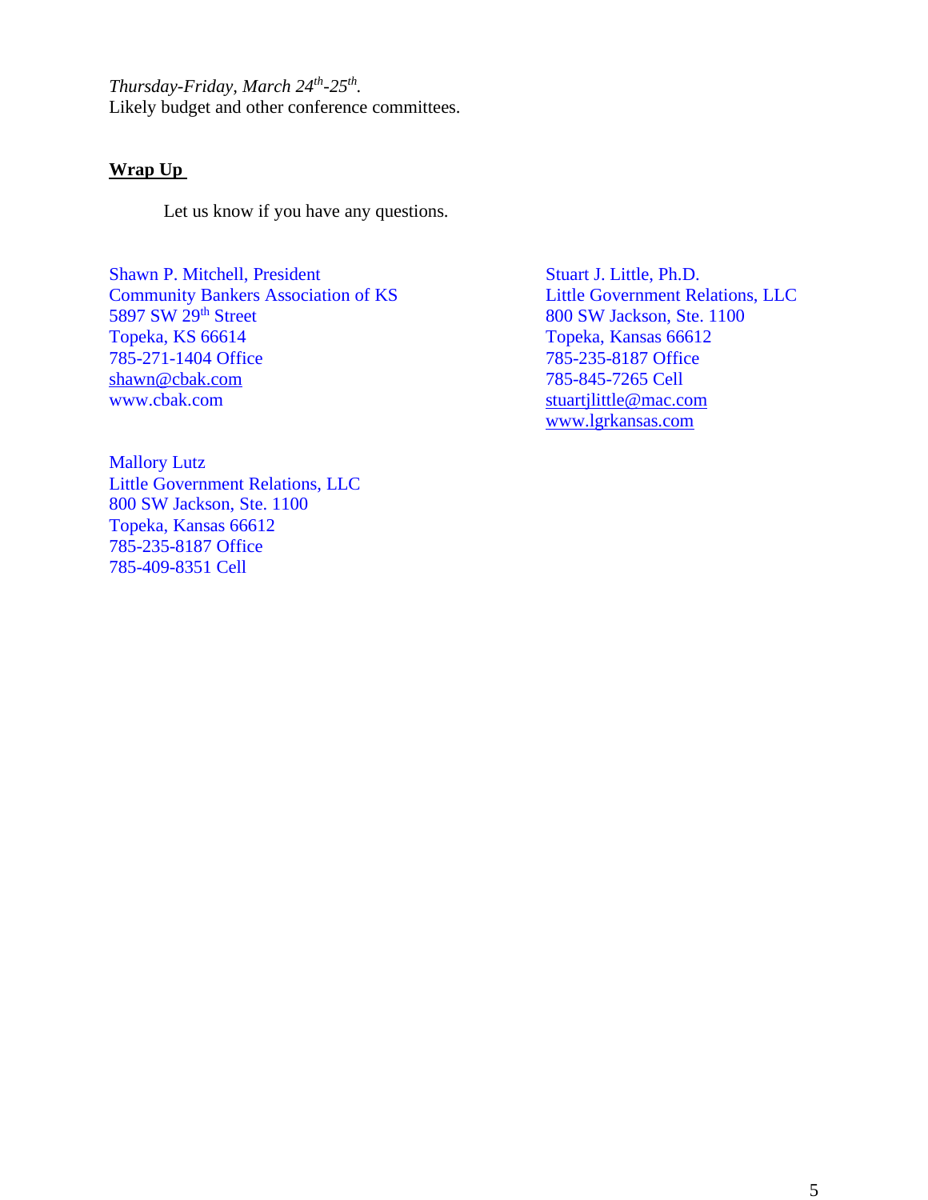*Thursday-Friday, March 24th-25th.*
Likely budget and other conference committees.

**Wrap Up**

Let us know if you have any questions.

Shawn P. Mitchell, President
Community Bankers Association of KS
5897 SW 29th Street
Topeka, KS 66614
785-271-1404 Office
shawn@cbak.com
www.cbak.com

Stuart J. Little, Ph.D.
Little Government Relations, LLC
800 SW Jackson, Ste. 1100
Topeka, Kansas 66612
785-235-8187 Office
785-845-7265 Cell
stuartjlittle@mac.com
www.lgrkansas.com

Mallory Lutz
Little Government Relations, LLC
800 SW Jackson, Ste. 1100
Topeka, Kansas 66612
785-235-8187 Office
785-409-8351 Cell